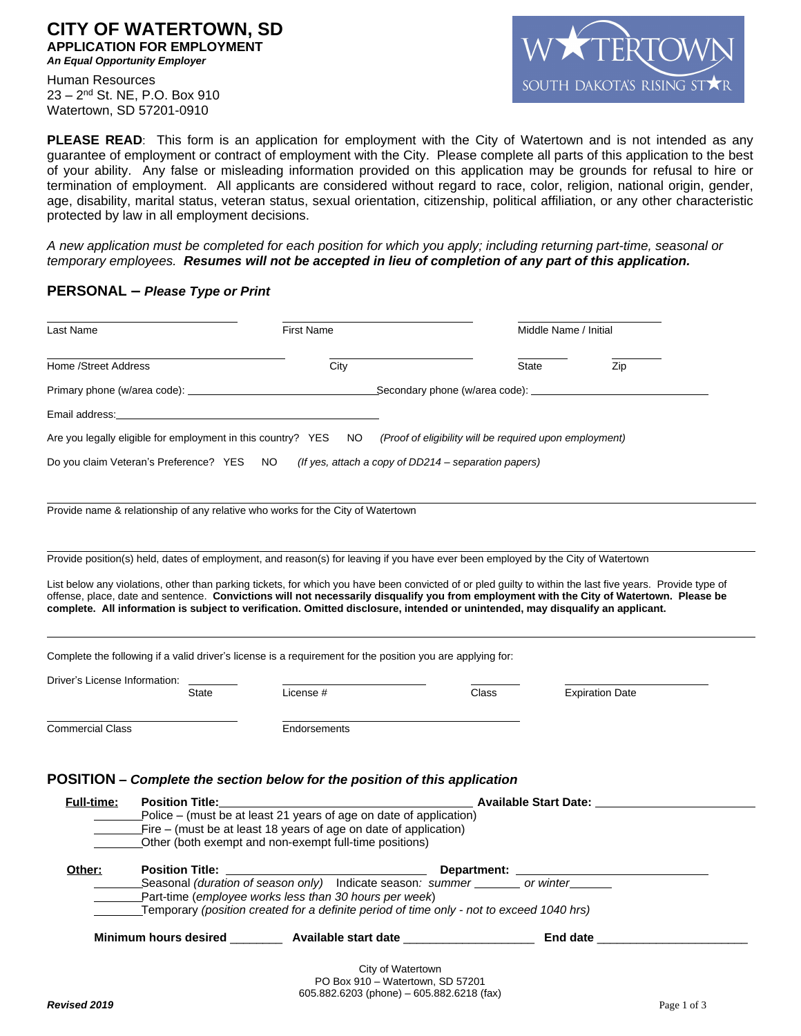# CITY OF WATERTOWN, SD

**APPLICATION FOR EMPLOYMENT**

***An Equal Opportunity Employer***

Human Resources
23 – 2nd St. NE, P.O. Box 910
Watertown, SD 57201-0910

WATERTOWN
SOUTH DAKOTA'S RISING STAR

**PLEASE READ**: This form is an application for employment with the City of Watertown and is not intended as any guarantee of employment or contract of employment with the City. Please complete all parts of this application to the best of your ability. Any false or misleading information provided on this application may be grounds for refusal to hire or termination of employment. All applicants are considered without regard to race, color, religion, national origin, gender, age, disability, marital status, veteran status, sexual orientation, citizenship, political affiliation, or any other characteristic protected by law in all employment decisions.

*A new application must be completed for each position for which you apply; including returning part-time, seasonal or temporary employees.* ***Resumes will not be accepted in lieu of completion of any part of this application.***

## PERSONAL – *Please Type or Print*

Last Name ____________ First Name ____________ Middle Name / Initial ____________

Home /Street Address ____________ City ____________ State ______ Zip ______

Primary phone (w/area code): ____________ Secondary phone (w/area code): ____________

Email address: ____________

Are you legally eligible for employment in this country? YES NO *(Proof of eligibility will be required upon employment)*

Do you claim Veteran's Preference? YES NO *(If yes, attach a copy of DD214 – separation papers)*

______________________________________________

Provide name & relationship of any relative who works for the City of Watertown

______________________________________________

Provide position(s) held, dates of employment, and reason(s) for leaving if you have ever been employed by the City of Watertown

List below any violations, other than parking tickets, for which you have been convicted of or pled guilty to within the last five years. Provide type of offense, place, date and sentence. **Convictions will not necessarily disqualify you from employment with the City of Watertown. Please be complete. All information is subject to verification. Omitted disclosure, intended or unintended, may disqualify an applicant.**

______________________________________________

Complete the following if a valid driver's license is a requirement for the position you are applying for:

Driver's License Information: ______ State ____________ License # ______ Class ____________ Expiration Date

____________ Commercial Class ____________ Endorsements

## POSITION – *Complete the section below for the position of this application*

**Full-time:** **Position Title:** ____________ **Available Start Date:** ____________

_______ Police – (must be at least 21 years of age on date of application)
_______ Fire – (must be at least 18 years of age on date of application)
_______ Other (both exempt and non-exempt full-time positions)

**Other:** **Position Title:** ____________ **Department:** ____________

_______ Seasonal *(duration of season only)* Indicate season: *summer* _______ *or winter* _______
_______ Part-time (*employee works less than 30 hours per week*)
_______ Temporary *(position created for a definite period of time only - not to exceed 1040 hrs)*

**Minimum hours desired** ________ **Available start date** ____________ **End date** ____________

City of Watertown
PO Box 910 – Watertown, SD 57201
605.882.6203 (phone) – 605.882.6218 (fax)

***Revised 2019***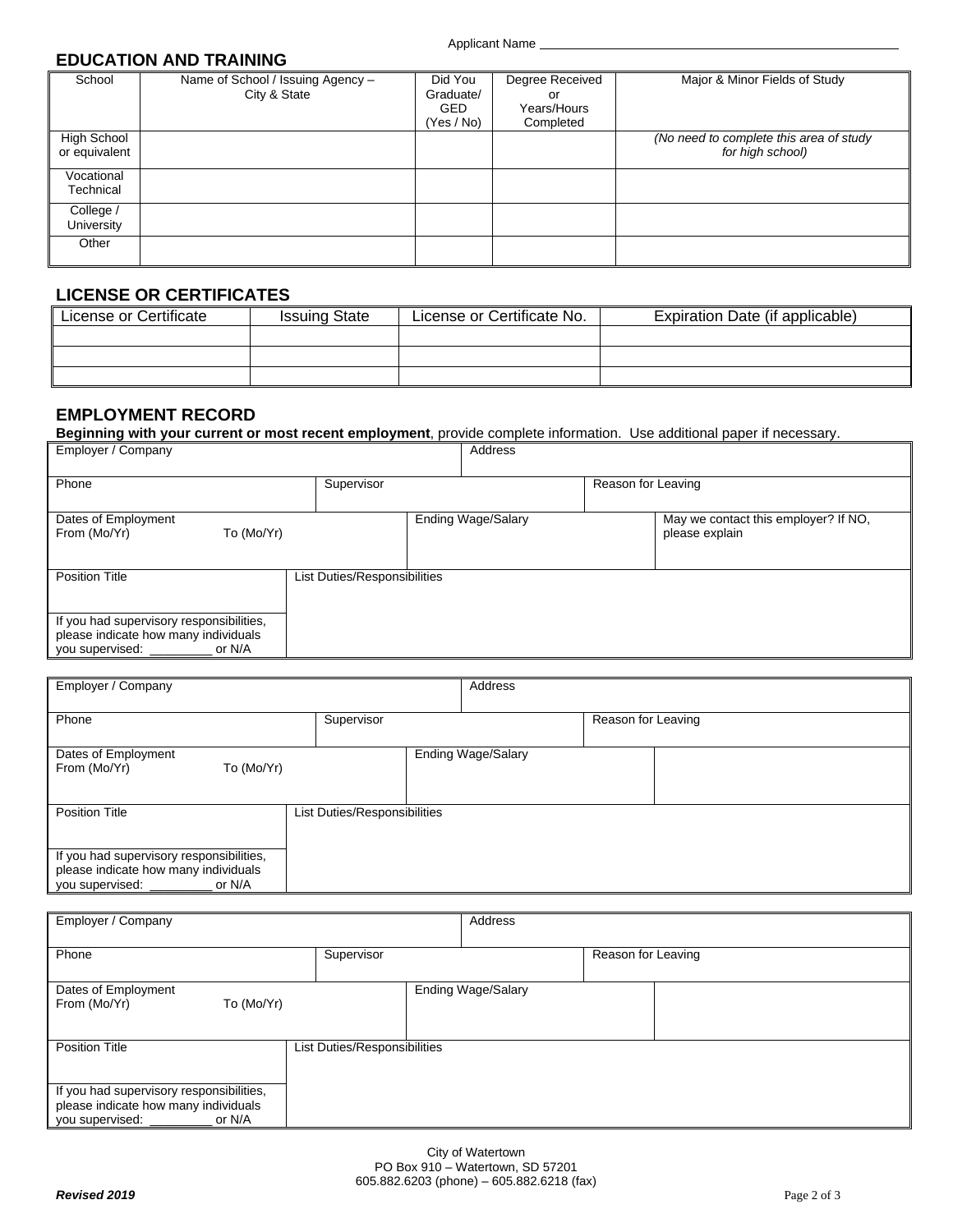Applicant Name ______________________________________________________

## EDUCATION AND TRAINING

| School | Name of School / Issuing Agency – City & State | Did You Graduate/ GED (Yes / No) | Degree Received or Years/Hours Completed | Major & Minor Fields of Study |
|---|---|---|---|---|
| High School or equivalent | | | | *(No need to complete this area of study for high school)* |
| Vocational Technical | | | | |
| College / University | | | | |
| Other | | | | |

## LICENSE OR CERTIFICATES

| License or Certificate | Issuing State | License or Certificate No. | Expiration Date (if applicable) |
|---|---|---|---|
| | | | |
| | | | |
| | | | |

## EMPLOYMENT RECORD

**Beginning with your current or most recent employment**, provide complete information. Use additional paper if necessary.

| Employer / Company | | Address | |
|---|---|---|---|
| Phone | Supervisor | Reason for Leaving | |
| Dates of Employment From (Mo/Yr) To (Mo/Yr) | Ending Wage/Salary | May we contact this employer? If NO, please explain | |
| Position Title | List Duties/Responsibilities | | |
| If you had supervisory responsibilities, please indicate how many individuals you supervised: _________ or N/A | | | |

| Employer / Company | | Address | |
|---|---|---|---|
| Phone | Supervisor | Reason for Leaving | |
| Dates of Employment From (Mo/Yr) To (Mo/Yr) | Ending Wage/Salary | | |
| Position Title | List Duties/Responsibilities | | |
| If you had supervisory responsibilities, please indicate how many individuals you supervised: _________ or N/A | | | |

| Employer / Company | | Address | |
|---|---|---|---|
| Phone | Supervisor | Reason for Leaving | |
| Dates of Employment From (Mo/Yr) To (Mo/Yr) | Ending Wage/Salary | | |
| Position Title | List Duties/Responsibilities | | |
| If you had supervisory responsibilities, please indicate how many individuals you supervised: _________ or N/A | | | |

City of Watertown
PO Box 910 – Watertown, SD 57201
605.882.6203 (phone) – 605.882.6218 (fax)

***Revised 2019***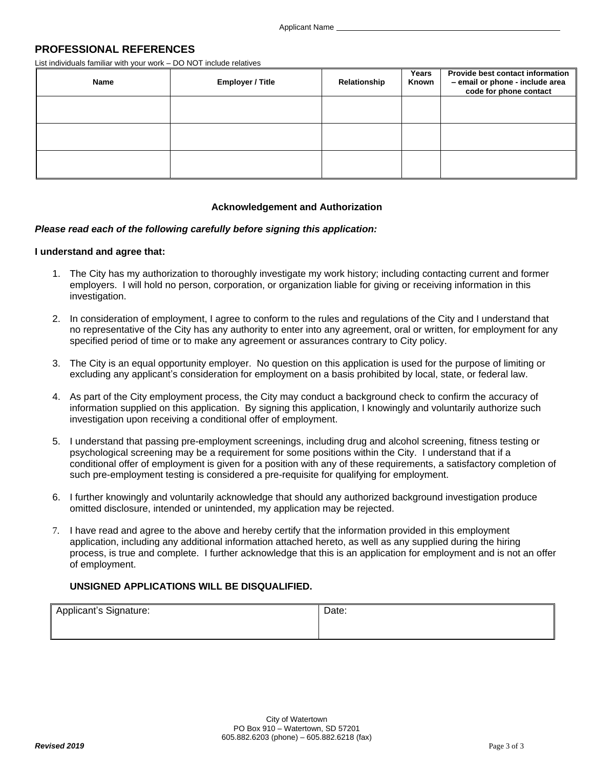Applicant Name ______________________________

## PROFESSIONAL REFERENCES

List individuals familiar with your work – DO NOT include relatives

| Name | Employer / Title | Relationship | Years Known | Provide best contact information – email or phone - include area code for phone contact |
|---|---|---|---|---|
| | | | | |
| | | | | |
| | | | | |

### Acknowledgement and Authorization

***Please read each of the following carefully before signing this application:***

**I understand and agree that:**

1. The City has my authorization to thoroughly investigate my work history; including contacting current and former employers. I will hold no person, corporation, or organization liable for giving or receiving information in this investigation.

2. In consideration of employment, I agree to conform to the rules and regulations of the City and I understand that no representative of the City has any authority to enter into any agreement, oral or written, for employment for any specified period of time or to make any agreement or assurances contrary to City policy.

3. The City is an equal opportunity employer. No question on this application is used for the purpose of limiting or excluding any applicant's consideration for employment on a basis prohibited by local, state, or federal law.

4. As part of the City employment process, the City may conduct a background check to confirm the accuracy of information supplied on this application. By signing this application, I knowingly and voluntarily authorize such investigation upon receiving a conditional offer of employment.

5. I understand that passing pre-employment screenings, including drug and alcohol screening, fitness testing or psychological screening may be a requirement for some positions within the City. I understand that if a conditional offer of employment is given for a position with any of these requirements, a satisfactory completion of such pre-employment testing is considered a pre-requisite for qualifying for employment.

6. I further knowingly and voluntarily acknowledge that should any authorized background investigation produce omitted disclosure, intended or unintended, my application may be rejected.

7. I have read and agree to the above and hereby certify that the information provided in this employment application, including any additional information attached hereto, as well as any supplied during the hiring process, is true and complete. I further acknowledge that this is an application for employment and is not an offer of employment.

**UNSIGNED APPLICATIONS WILL BE DISQUALIFIED.**

| Applicant's Signature: | Date: |
|---|---|
| | |

City of Watertown
PO Box 910 – Watertown, SD 57201
605.882.6203 (phone) – 605.882.6218 (fax)

***Revised 2019***